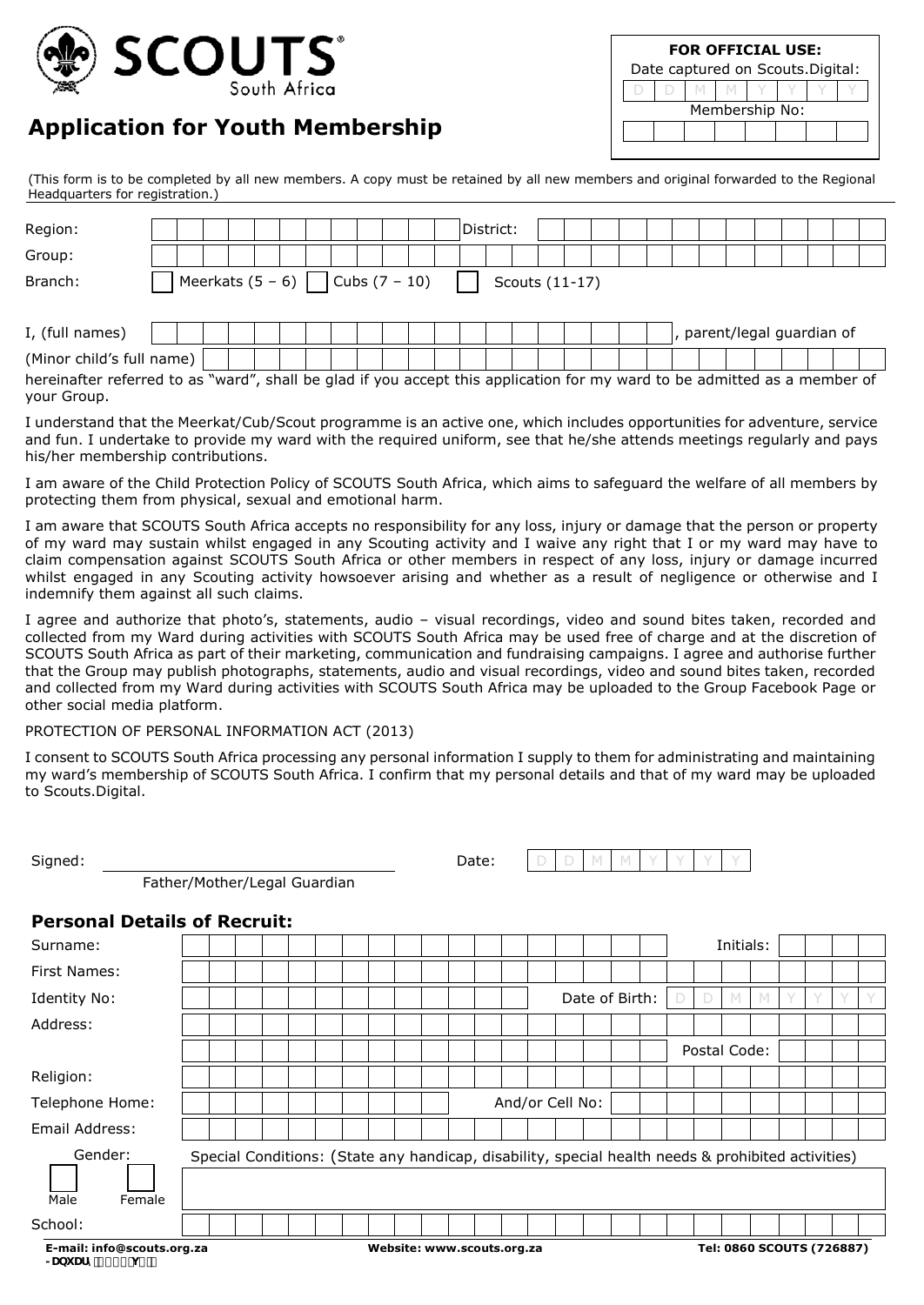SCOUTS South Africa

# Application for Youth Membership

**FOR OFFICIAL USE:**
Date captured on Scouts.Digital: D D M M Y Y Y Y
Membership No:

(This form is to be completed by all new members. A copy must be retained by all new members and original forwarded to the Regional Headquarters for registration.)

Region: District:

Group:

Branch: ☐ Meerkats (5 – 6) ☐ Cubs (7 – 10) ☐ Scouts (11-17)

I, (full names) , parent/legal guardian of

(Minor child's full name)

hereinafter referred to as "ward", shall be glad if you accept this application for my ward to be admitted as a member of your Group.

I understand that the Meerkat/Cub/Scout programme is an active one, which includes opportunities for adventure, service and fun. I undertake to provide my ward with the required uniform, see that he/she attends meetings regularly and pays his/her membership contributions.

I am aware of the Child Protection Policy of SCOUTS South Africa, which aims to safeguard the welfare of all members by protecting them from physical, sexual and emotional harm.

I am aware that SCOUTS South Africa accepts no responsibility for any loss, injury or damage that the person or property of my ward may sustain whilst engaged in any Scouting activity and I waive any right that I or my ward may have to claim compensation against SCOUTS South Africa or other members in respect of any loss, injury or damage incurred whilst engaged in any Scouting activity howsoever arising and whether as a result of negligence or otherwise and I indemnify them against all such claims.

I agree and authorize that photo's, statements, audio – visual recordings, video and sound bites taken, recorded and collected from my Ward during activities with SCOUTS South Africa may be used free of charge and at the discretion of SCOUTS South Africa as part of their marketing, communication and fundraising campaigns. I agree and authorise further that the Group may publish photographs, statements, audio and visual recordings, video and sound bites taken, recorded and collected from my Ward during activities with SCOUTS South Africa may be uploaded to the Group Facebook Page or other social media platform.

PROTECTION OF PERSONAL INFORMATION ACT (2013)

I consent to SCOUTS South Africa processing any personal information I supply to them for administrating and maintaining my ward's membership of SCOUTS South Africa. I confirm that my personal details and that of my ward may be uploaded to Scouts.Digital.

Signed: ______________________________ Date: D D M M Y Y Y Y
Father/Mother/Legal Guardian

## Personal Details of Recruit:

Surname: Initials:

First Names:

Identity No: Date of Birth: D D M M Y Y Y Y

Address:

Postal Code:

Religion:

Telephone Home: And/or Cell No:

Email Address:

Gender: ☐ Male ☐ Female

Special Conditions: (State any handicap, disability, special health needs & prohibited activities)

School:

E-mail: info@scouts.org.za Website: www.scouts.org.za Tel: 0860 SCOUTS (726887)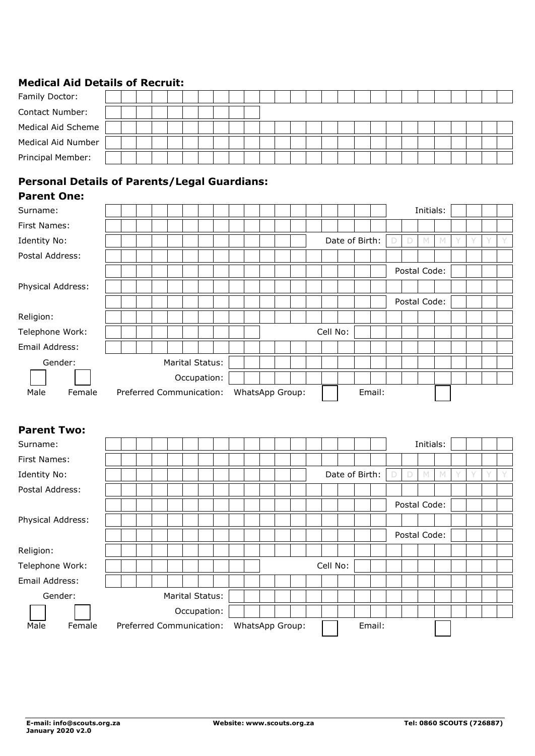### Medical Aid Details of Recruit:

Family Doctor:

Contact Number:

Medical Aid Scheme

Medical Aid Number

Principal Member:

## Personal Details of Parents/Legal Guardians:

### Parent One:

Surname: Initials:

First Names:

Identity No: Date of Birth: D D M M Y Y Y Y

Postal Address:

Postal Code:

Physical Address:

Postal Code:

Religion:

Telephone Work: Cell No:

Email Address:

Gender: Marital Status:

Occupation:

Male Female Preferred Communication: WhatsApp Group: Email:

### Parent Two:

Surname: Initials:

First Names:

Identity No: Date of Birth: D D M M Y Y Y Y

Postal Address:

Postal Code:

Physical Address:

Postal Code:

Religion:

Telephone Work: Cell No:

Email Address:

Gender: Marital Status:

Occupation:

Male Female Preferred Communication: WhatsApp Group: Email:

**E-mail: info@scouts.org.za** **Website: www.scouts.org.za** **Tel: 0860 SCOUTS (726887)**
**January 2020 v2.0**